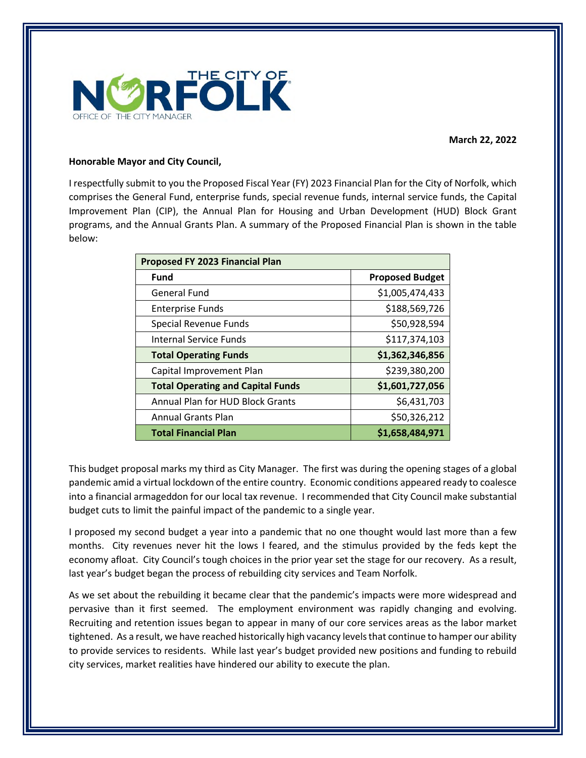THE CITY OF NORFOLK
OFFICE OF THE CITY MANAGER

**March 22, 2022**

**Honorable Mayor and City Council,**

I respectfully submit to you the Proposed Fiscal Year (FY) 2023 Financial Plan for the City of Norfolk, which comprises the General Fund, enterprise funds, special revenue funds, internal service funds, the Capital Improvement Plan (CIP), the Annual Plan for Housing and Urban Development (HUD) Block Grant programs, and the Annual Grants Plan. A summary of the Proposed Financial Plan is shown in the table below:

| **Proposed FY 2023 Financial Plan** | |
|---|---|
| **Fund** | **Proposed Budget** |
| General Fund | $1,005,474,433 |
| Enterprise Funds | $188,569,726 |
| Special Revenue Funds | $50,928,594 |
| Internal Service Funds | $117,374,103 |
| **Total Operating Funds** | **$1,362,346,856** |
| Capital Improvement Plan | $239,380,200 |
| **Total Operating and Capital Funds** | **$1,601,727,056** |
| Annual Plan for HUD Block Grants | $6,431,703 |
| Annual Grants Plan | $50,326,212 |
| **Total Financial Plan** | **$1,658,484,971** |

This budget proposal marks my third as City Manager. The first was during the opening stages of a global pandemic amid a virtual lockdown of the entire country. Economic conditions appeared ready to coalesce into a financial armageddon for our local tax revenue. I recommended that City Council make substantial budget cuts to limit the painful impact of the pandemic to a single year.

I proposed my second budget a year into a pandemic that no one thought would last more than a few months. City revenues never hit the lows I feared, and the stimulus provided by the feds kept the economy afloat. City Council's tough choices in the prior year set the stage for our recovery. As a result, last year's budget began the process of rebuilding city services and Team Norfolk.

As we set about the rebuilding it became clear that the pandemic's impacts were more widespread and pervasive than it first seemed. The employment environment was rapidly changing and evolving. Recruiting and retention issues began to appear in many of our core services areas as the labor market tightened. As a result, we have reached historically high vacancy levels that continue to hamper our ability to provide services to residents. While last year's budget provided new positions and funding to rebuild city services, market realities have hindered our ability to execute the plan.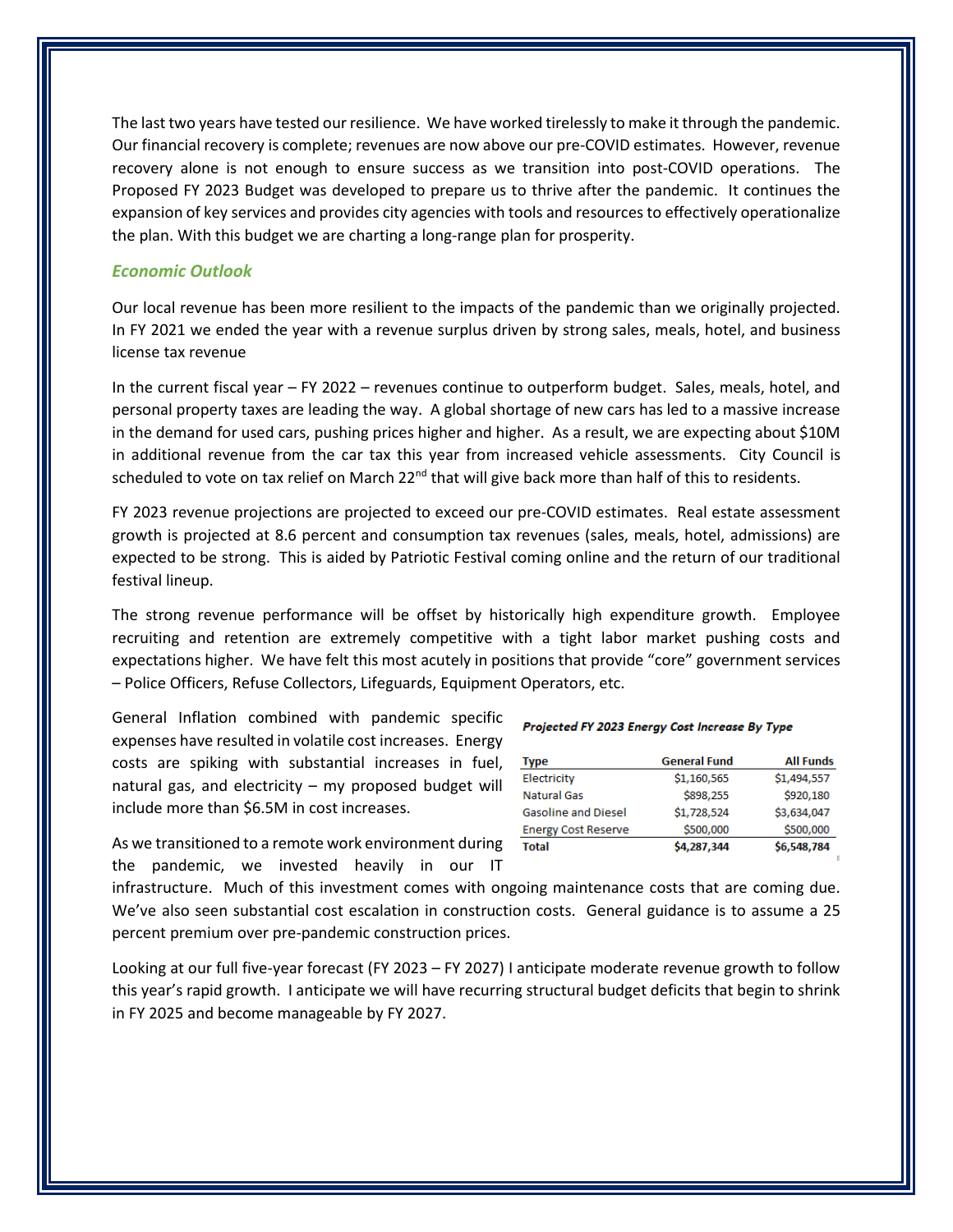The last two years have tested our resilience. We have worked tirelessly to make it through the pandemic. Our financial recovery is complete; revenues are now above our pre-COVID estimates. However, revenue recovery alone is not enough to ensure success as we transition into post-COVID operations. The Proposed FY 2023 Budget was developed to prepare us to thrive after the pandemic. It continues the expansion of key services and provides city agencies with tools and resources to effectively operationalize the plan. With this budget we are charting a long-range plan for prosperity.

### *Economic Outlook*

Our local revenue has been more resilient to the impacts of the pandemic than we originally projected. In FY 2021 we ended the year with a revenue surplus driven by strong sales, meals, hotel, and business license tax revenue

In the current fiscal year – FY 2022 – revenues continue to outperform budget. Sales, meals, hotel, and personal property taxes are leading the way. A global shortage of new cars has led to a massive increase in the demand for used cars, pushing prices higher and higher. As a result, we are expecting about $10M in additional revenue from the car tax this year from increased vehicle assessments. City Council is scheduled to vote on tax relief on March 22nd that will give back more than half of this to residents.

FY 2023 revenue projections are projected to exceed our pre-COVID estimates. Real estate assessment growth is projected at 8.6 percent and consumption tax revenues (sales, meals, hotel, admissions) are expected to be strong. This is aided by Patriotic Festival coming online and the return of our traditional festival lineup.

The strong revenue performance will be offset by historically high expenditure growth. Employee recruiting and retention are extremely competitive with a tight labor market pushing costs and expectations higher. We have felt this most acutely in positions that provide "core" government services – Police Officers, Refuse Collectors, Lifeguards, Equipment Operators, etc.

General Inflation combined with pandemic specific expenses have resulted in volatile cost increases. Energy costs are spiking with substantial increases in fuel, natural gas, and electricity – my proposed budget will include more than $6.5M in cost increases.

***Projected FY 2023 Energy Cost Increase By Type***

| Type | General Fund | All Funds |
|---|---|---|
| Electricity | $1,160,565 | $1,494,557 |
| Natural Gas | $898,255 | $920,180 |
| Gasoline and Diesel | $1,728,524 | $3,634,047 |
| Energy Cost Reserve | $500,000 | $500,000 |
| **Total** | **$4,287,344** | **$6,548,784** |

As we transitioned to a remote work environment during the pandemic, we invested heavily in our IT infrastructure. Much of this investment comes with ongoing maintenance costs that are coming due. We've also seen substantial cost escalation in construction costs. General guidance is to assume a 25 percent premium over pre-pandemic construction prices.

Looking at our full five-year forecast (FY 2023 – FY 2027) I anticipate moderate revenue growth to follow this year's rapid growth. I anticipate we will have recurring structural budget deficits that begin to shrink in FY 2025 and become manageable by FY 2027.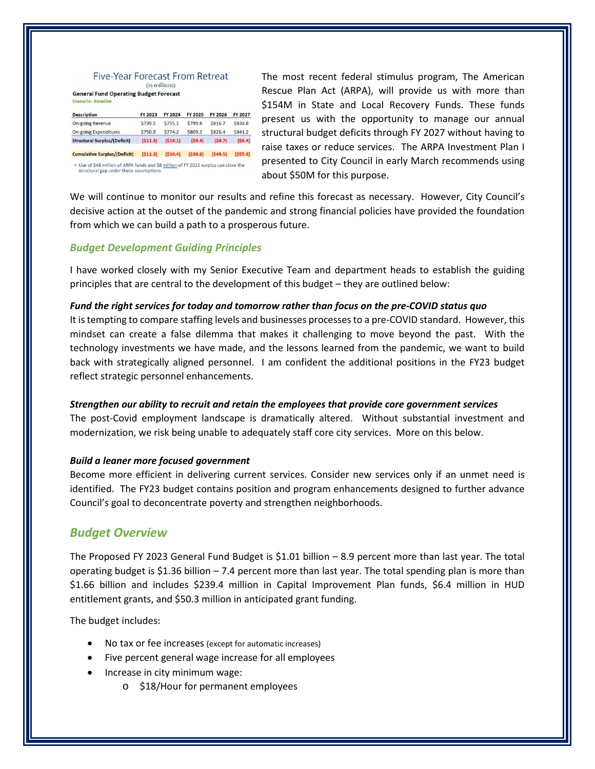Five-Year Forecast From Retreat
(in millions)

**General Fund Operating Budget Forecast**
*Scenario: Baseline*

| Description | FY 2023 | FY 2024 | FY 2025 | FY 2026 | FY 2027 |
|---|---|---|---|---|---|
| On-going Revenue | $739.5 | $755.1 | $799.8 | $816.7 | $834.8 |
| On-going Expenditures | $750.8 | $774.2 | $809.2 | $826.4 | $841.2 |
| **Structural Surplus/(Deficit)** | **($11.3)** | **($19.1)** | **($9.4)** | **($9.7)** | **($6.4)** |
| **Cumulative Surplus/(Deficit)** | **($11.3)** | **($30.4)** | **($39.8)** | **($49.5)** | **($55.9)** |

- Use of $48 million of ARPA funds and $8 million of FY 2022 surplus can close the structural gap under these assumptions

The most recent federal stimulus program, The American Rescue Plan Act (ARPA), will provide us with more than $154M in State and Local Recovery Funds. These funds present us with the opportunity to manage our annual structural budget deficits through FY 2027 without having to raise taxes or reduce services. The ARPA Investment Plan I presented to City Council in early March recommends using about $50M for this purpose.

We will continue to monitor our results and refine this forecast as necessary. However, City Council's decisive action at the outset of the pandemic and strong financial policies have provided the foundation from which we can build a path to a prosperous future.

### *Budget Development Guiding Principles*

I have worked closely with my Senior Executive Team and department heads to establish the guiding principles that are central to the development of this budget – they are outlined below:

***Fund the right services for today and tomorrow rather than focus on the pre-COVID status quo***
It is tempting to compare staffing levels and businesses processes to a pre-COVID standard. However, this mindset can create a false dilemma that makes it challenging to move beyond the past. With the technology investments we have made, and the lessons learned from the pandemic, we want to build back with strategically aligned personnel. I am confident the additional positions in the FY23 budget reflect strategic personnel enhancements.

***Strengthen our ability to recruit and retain the employees that provide core government services***
The post-Covid employment landscape is dramatically altered. Without substantial investment and modernization, we risk being unable to adequately staff core city services. More on this below.

***Build a leaner more focused government***
Become more efficient in delivering current services. Consider new services only if an unmet need is identified. The FY23 budget contains position and program enhancements designed to further advance Council's goal to deconcentrate poverty and strengthen neighborhoods.

## *Budget Overview*

The Proposed FY 2023 General Fund Budget is $1.01 billion – 8.9 percent more than last year. The total operating budget is $1.36 billion – 7.4 percent more than last year. The total spending plan is more than $1.66 billion and includes $239.4 million in Capital Improvement Plan funds, $6.4 million in HUD entitlement grants, and $50.3 million in anticipated grant funding.

The budget includes:

- No tax or fee increases (except for automatic increases)
- Five percent general wage increase for all employees
- Increase in city minimum wage:
    - $18/Hour for permanent employees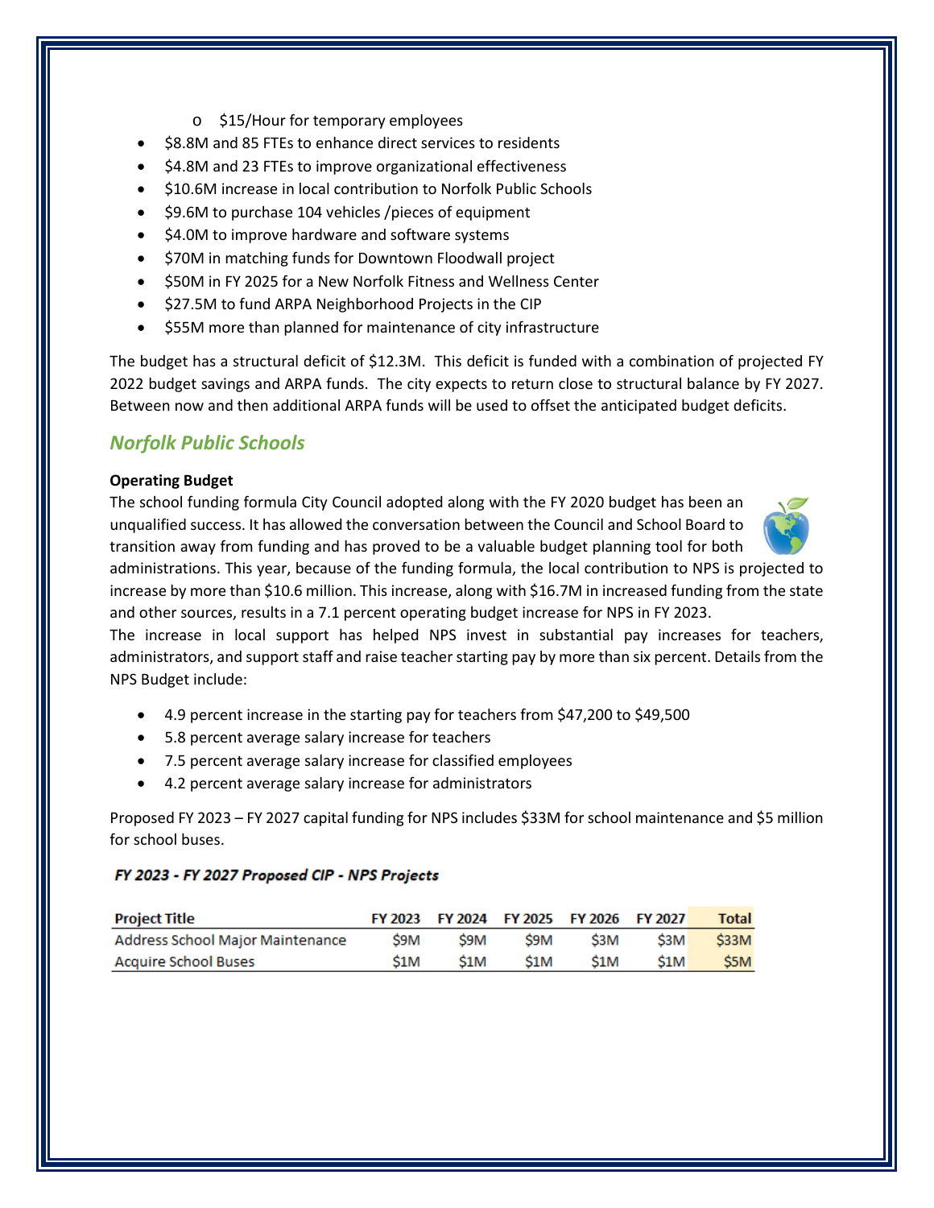- $15/Hour for temporary employees
- $8.8M and 85 FTEs to enhance direct services to residents
- $4.8M and 23 FTEs to improve organizational effectiveness
- $10.6M increase in local contribution to Norfolk Public Schools
- $9.6M to purchase 104 vehicles /pieces of equipment
- $4.0M to improve hardware and software systems
- $70M in matching funds for Downtown Floodwall project
- $50M in FY 2025 for a New Norfolk Fitness and Wellness Center
- $27.5M to fund ARPA Neighborhood Projects in the CIP
- $55M more than planned for maintenance of city infrastructure

The budget has a structural deficit of $12.3M. This deficit is funded with a combination of projected FY 2022 budget savings and ARPA funds. The city expects to return close to structural balance by FY 2027. Between now and then additional ARPA funds will be used to offset the anticipated budget deficits.

## *Norfolk Public Schools*

**Operating Budget**

The school funding formula City Council adopted along with the FY 2020 budget has been an unqualified success. It has allowed the conversation between the Council and School Board to transition away from funding and has proved to be a valuable budget planning tool for both administrations. This year, because of the funding formula, the local contribution to NPS is projected to increase by more than $10.6 million. This increase, along with $16.7M in increased funding from the state and other sources, results in a 7.1 percent operating budget increase for NPS in FY 2023.

The increase in local support has helped NPS invest in substantial pay increases for teachers, administrators, and support staff and raise teacher starting pay by more than six percent. Details from the NPS Budget include:

- 4.9 percent increase in the starting pay for teachers from $47,200 to $49,500
- 5.8 percent average salary increase for teachers
- 7.5 percent average salary increase for classified employees
- 4.2 percent average salary increase for administrators

Proposed FY 2023 – FY 2027 capital funding for NPS includes $33M for school maintenance and $5 million for school buses.

***FY 2023 - FY 2027 Proposed CIP - NPS Projects***

| Project Title | FY 2023 | FY 2024 | FY 2025 | FY 2026 | FY 2027 | Total |
|---|---|---|---|---|---|---|
| Address School Major Maintenance | $9M | $9M | $9M | $3M | $3M | $33M |
| Acquire School Buses | $1M | $1M | $1M | $1M | $1M | $5M |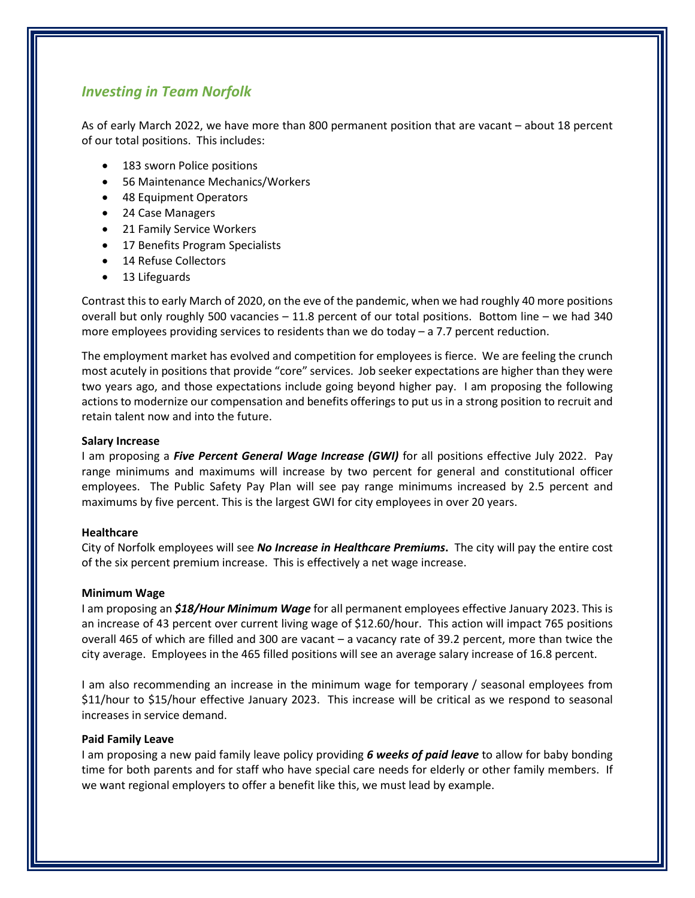## *Investing in Team Norfolk*

As of early March 2022, we have more than 800 permanent position that are vacant – about 18 percent of our total positions. This includes:

- 183 sworn Police positions
- 56 Maintenance Mechanics/Workers
- 48 Equipment Operators
- 24 Case Managers
- 21 Family Service Workers
- 17 Benefits Program Specialists
- 14 Refuse Collectors
- 13 Lifeguards

Contrast this to early March of 2020, on the eve of the pandemic, when we had roughly 40 more positions overall but only roughly 500 vacancies – 11.8 percent of our total positions. Bottom line – we had 340 more employees providing services to residents than we do today – a 7.7 percent reduction.

The employment market has evolved and competition for employees is fierce. We are feeling the crunch most acutely in positions that provide "core" services. Job seeker expectations are higher than they were two years ago, and those expectations include going beyond higher pay. I am proposing the following actions to modernize our compensation and benefits offerings to put us in a strong position to recruit and retain talent now and into the future.

**Salary Increase**

I am proposing a ***Five Percent General Wage Increase (GWI)*** for all positions effective July 2022. Pay range minimums and maximums will increase by two percent for general and constitutional officer employees. The Public Safety Pay Plan will see pay range minimums increased by 2.5 percent and maximums by five percent. This is the largest GWI for city employees in over 20 years.

**Healthcare**

City of Norfolk employees will see ***No Increase in Healthcare Premiums*****.** The city will pay the entire cost of the six percent premium increase. This is effectively a net wage increase.

**Minimum Wage**

I am proposing an ***$18/Hour Minimum Wage*** for all permanent employees effective January 2023. This is an increase of 43 percent over current living wage of $12.60/hour. This action will impact 765 positions overall 465 of which are filled and 300 are vacant – a vacancy rate of 39.2 percent, more than twice the city average. Employees in the 465 filled positions will see an average salary increase of 16.8 percent.

I am also recommending an increase in the minimum wage for temporary / seasonal employees from $11/hour to $15/hour effective January 2023. This increase will be critical as we respond to seasonal increases in service demand.

**Paid Family Leave**

I am proposing a new paid family leave policy providing ***6 weeks of paid leave*** to allow for baby bonding time for both parents and for staff who have special care needs for elderly or other family members. If we want regional employers to offer a benefit like this, we must lead by example.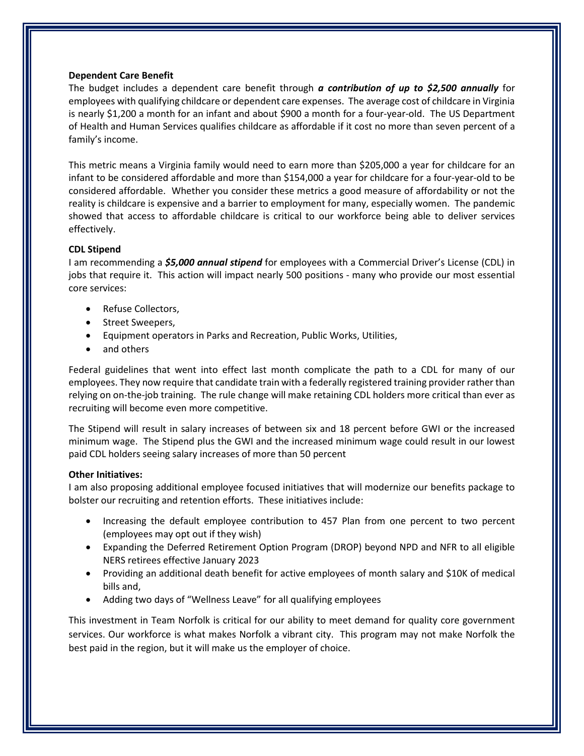**Dependent Care Benefit**

The budget includes a dependent care benefit through ***a contribution of up to $2,500 annually*** for employees with qualifying childcare or dependent care expenses. The average cost of childcare in Virginia is nearly $1,200 a month for an infant and about $900 a month for a four-year-old. The US Department of Health and Human Services qualifies childcare as affordable if it cost no more than seven percent of a family's income.

This metric means a Virginia family would need to earn more than $205,000 a year for childcare for an infant to be considered affordable and more than $154,000 a year for childcare for a four-year-old to be considered affordable. Whether you consider these metrics a good measure of affordability or not the reality is childcare is expensive and a barrier to employment for many, especially women. The pandemic showed that access to affordable childcare is critical to our workforce being able to deliver services effectively.

**CDL Stipend**

I am recommending a ***$5,000 annual stipend*** for employees with a Commercial Driver's License (CDL) in jobs that require it. This action will impact nearly 500 positions - many who provide our most essential core services:

- Refuse Collectors,
- Street Sweepers,
- Equipment operators in Parks and Recreation, Public Works, Utilities,
- and others

Federal guidelines that went into effect last month complicate the path to a CDL for many of our employees. They now require that candidate train with a federally registered training provider rather than relying on on-the-job training. The rule change will make retaining CDL holders more critical than ever as recruiting will become even more competitive.

The Stipend will result in salary increases of between six and 18 percent before GWI or the increased minimum wage. The Stipend plus the GWI and the increased minimum wage could result in our lowest paid CDL holders seeing salary increases of more than 50 percent

**Other Initiatives:**

I am also proposing additional employee focused initiatives that will modernize our benefits package to bolster our recruiting and retention efforts. These initiatives include:

- Increasing the default employee contribution to 457 Plan from one percent to two percent (employees may opt out if they wish)
- Expanding the Deferred Retirement Option Program (DROP) beyond NPD and NFR to all eligible NERS retirees effective January 2023
- Providing an additional death benefit for active employees of month salary and $10K of medical bills and,
- Adding two days of "Wellness Leave" for all qualifying employees

This investment in Team Norfolk is critical for our ability to meet demand for quality core government services. Our workforce is what makes Norfolk a vibrant city. This program may not make Norfolk the best paid in the region, but it will make us the employer of choice.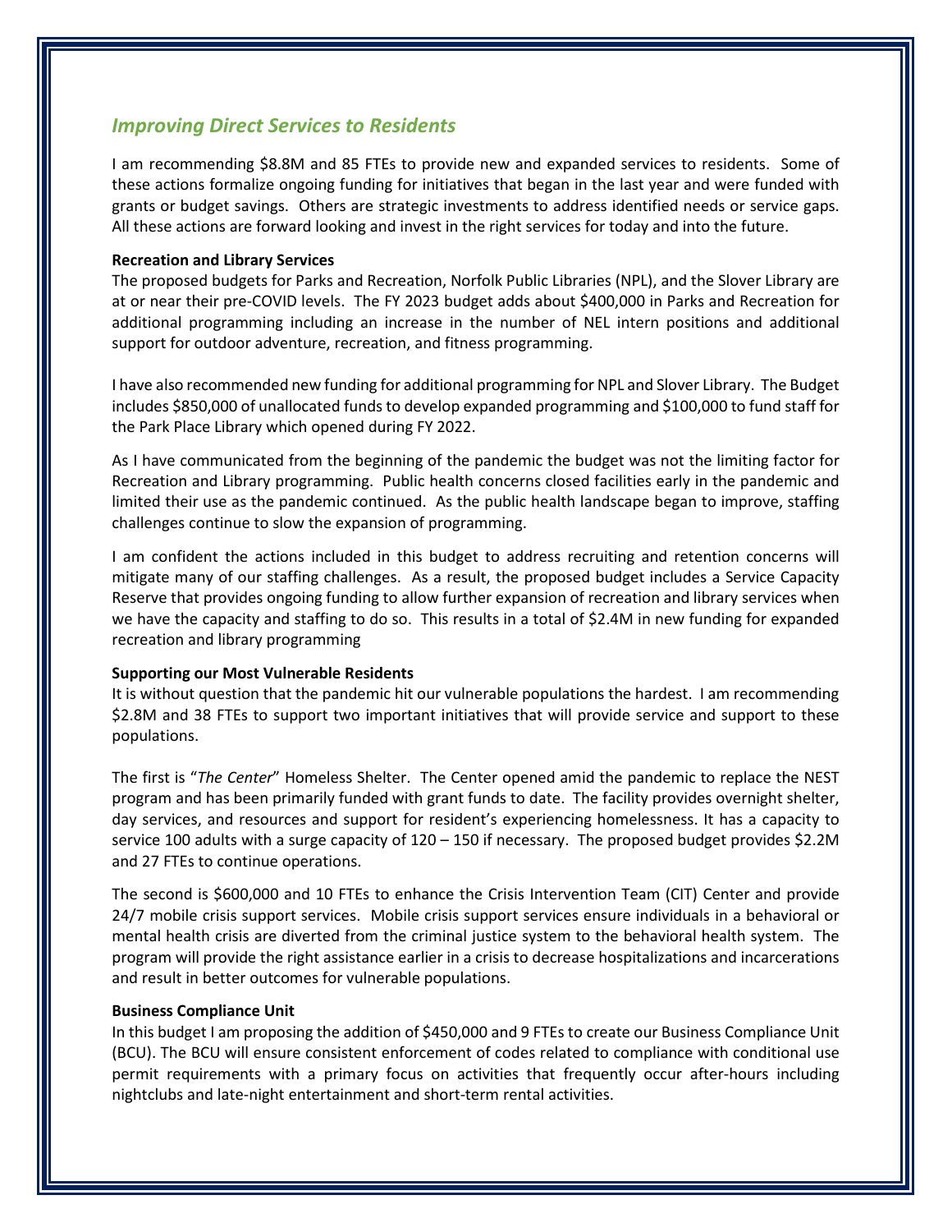## *Improving Direct Services to Residents*

I am recommending $8.8M and 85 FTEs to provide new and expanded services to residents. Some of these actions formalize ongoing funding for initiatives that began in the last year and were funded with grants or budget savings. Others are strategic investments to address identified needs or service gaps. All these actions are forward looking and invest in the right services for today and into the future.

**Recreation and Library Services**

The proposed budgets for Parks and Recreation, Norfolk Public Libraries (NPL), and the Slover Library are at or near their pre-COVID levels. The FY 2023 budget adds about $400,000 in Parks and Recreation for additional programming including an increase in the number of NEL intern positions and additional support for outdoor adventure, recreation, and fitness programming.

I have also recommended new funding for additional programming for NPL and Slover Library. The Budget includes $850,000 of unallocated funds to develop expanded programming and $100,000 to fund staff for the Park Place Library which opened during FY 2022.

As I have communicated from the beginning of the pandemic the budget was not the limiting factor for Recreation and Library programming. Public health concerns closed facilities early in the pandemic and limited their use as the pandemic continued. As the public health landscape began to improve, staffing challenges continue to slow the expansion of programming.

I am confident the actions included in this budget to address recruiting and retention concerns will mitigate many of our staffing challenges. As a result, the proposed budget includes a Service Capacity Reserve that provides ongoing funding to allow further expansion of recreation and library services when we have the capacity and staffing to do so. This results in a total of $2.4M in new funding for expanded recreation and library programming

**Supporting our Most Vulnerable Residents**

It is without question that the pandemic hit our vulnerable populations the hardest. I am recommending $2.8M and 38 FTEs to support two important initiatives that will provide service and support to these populations.

The first is "*The Center*" Homeless Shelter. The Center opened amid the pandemic to replace the NEST program and has been primarily funded with grant funds to date. The facility provides overnight shelter, day services, and resources and support for resident's experiencing homelessness. It has a capacity to service 100 adults with a surge capacity of 120 – 150 if necessary. The proposed budget provides $2.2M and 27 FTEs to continue operations.

The second is $600,000 and 10 FTEs to enhance the Crisis Intervention Team (CIT) Center and provide 24/7 mobile crisis support services. Mobile crisis support services ensure individuals in a behavioral or mental health crisis are diverted from the criminal justice system to the behavioral health system. The program will provide the right assistance earlier in a crisis to decrease hospitalizations and incarcerations and result in better outcomes for vulnerable populations.

**Business Compliance Unit**

In this budget I am proposing the addition of $450,000 and 9 FTEs to create our Business Compliance Unit (BCU). The BCU will ensure consistent enforcement of codes related to compliance with conditional use permit requirements with a primary focus on activities that frequently occur after-hours including nightclubs and late-night entertainment and short-term rental activities.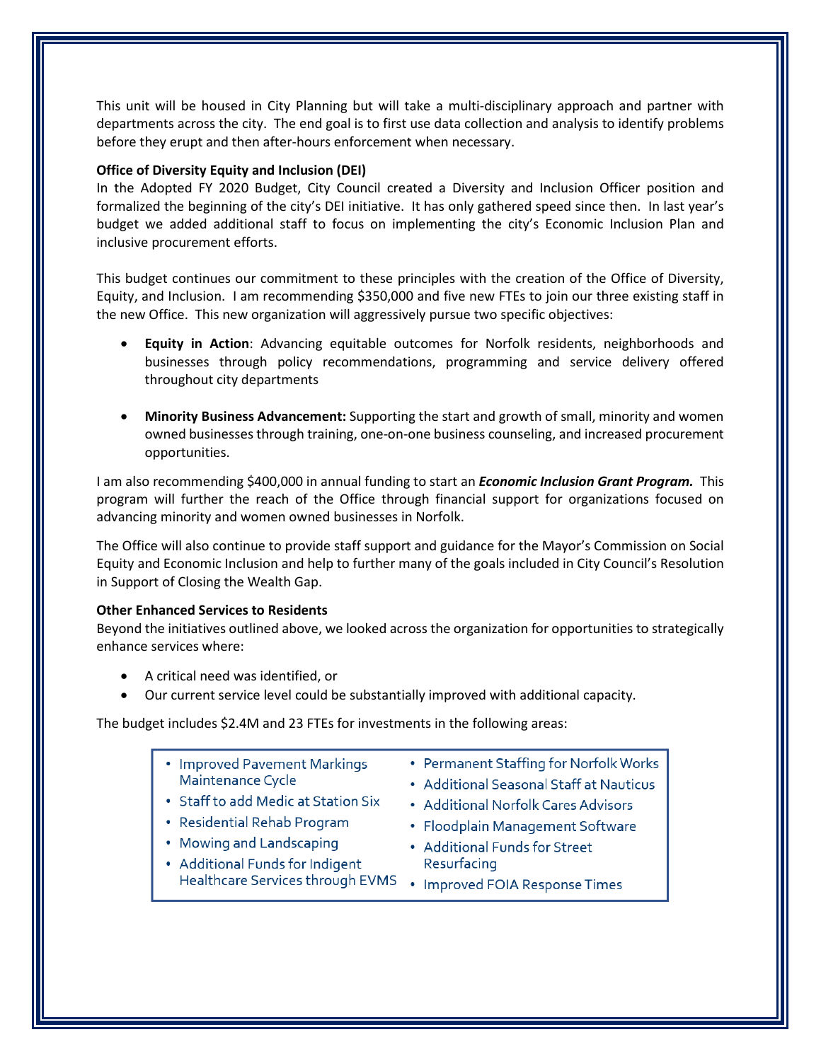This unit will be housed in City Planning but will take a multi-disciplinary approach and partner with departments across the city. The end goal is to first use data collection and analysis to identify problems before they erupt and then after-hours enforcement when necessary.

**Office of Diversity Equity and Inclusion (DEI)**

In the Adopted FY 2020 Budget, City Council created a Diversity and Inclusion Officer position and formalized the beginning of the city's DEI initiative. It has only gathered speed since then. In last year's budget we added additional staff to focus on implementing the city's Economic Inclusion Plan and inclusive procurement efforts.

This budget continues our commitment to these principles with the creation of the Office of Diversity, Equity, and Inclusion. I am recommending $350,000 and five new FTEs to join our three existing staff in the new Office. This new organization will aggressively pursue two specific objectives:

- **Equity in Action**: Advancing equitable outcomes for Norfolk residents, neighborhoods and businesses through policy recommendations, programming and service delivery offered throughout city departments

- **Minority Business Advancement:** Supporting the start and growth of small, minority and women owned businesses through training, one-on-one business counseling, and increased procurement opportunities.

I am also recommending $400,000 in annual funding to start an ***Economic Inclusion Grant Program.*** This program will further the reach of the Office through financial support for organizations focused on advancing minority and women owned businesses in Norfolk.

The Office will also continue to provide staff support and guidance for the Mayor's Commission on Social Equity and Economic Inclusion and help to further many of the goals included in City Council's Resolution in Support of Closing the Wealth Gap.

**Other Enhanced Services to Residents**

Beyond the initiatives outlined above, we looked across the organization for opportunities to strategically enhance services where:

- A critical need was identified, or
- Our current service level could be substantially improved with additional capacity.

The budget includes $2.4M and 23 FTEs for investments in the following areas:

- Improved Pavement Markings Maintenance Cycle
- Staff to add Medic at Station Six
- Residential Rehab Program
- Mowing and Landscaping
- Additional Funds for Indigent Healthcare Services through EVMS
- Permanent Staffing for Norfolk Works
- Additional Seasonal Staff at Nauticus
- Additional Norfolk Cares Advisors
- Floodplain Management Software
- Additional Funds for Street Resurfacing
- Improved FOIA Response Times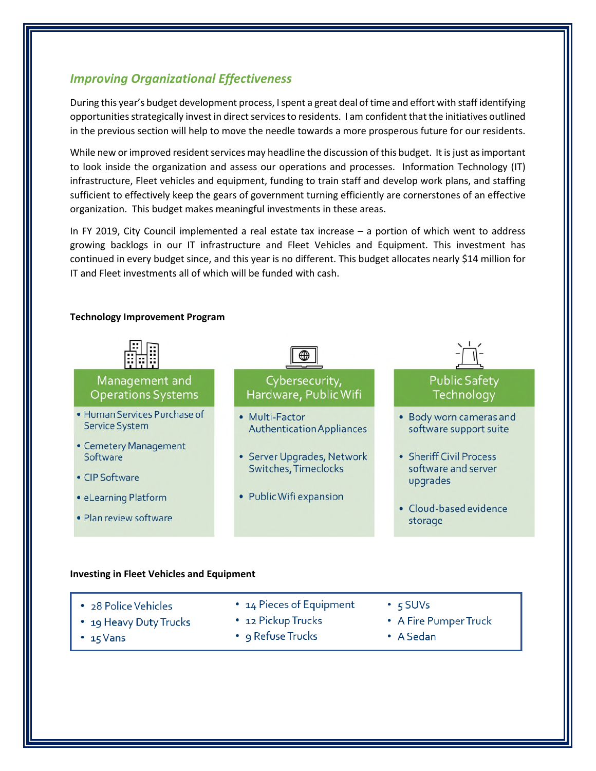## *Improving Organizational Effectiveness*

During this year's budget development process, I spent a great deal of time and effort with staff identifying opportunities strategically invest in direct services to residents. I am confident that the initiatives outlined in the previous section will help to move the needle towards a more prosperous future for our residents.

While new or improved resident services may headline the discussion of this budget. It is just as important to look inside the organization and assess our operations and processes. Information Technology (IT) infrastructure, Fleet vehicles and equipment, funding to train staff and develop work plans, and staffing sufficient to effectively keep the gears of government turning efficiently are cornerstones of an effective organization. This budget makes meaningful investments in these areas.

In FY 2019, City Council implemented a real estate tax increase – a portion of which went to address growing backlogs in our IT infrastructure and Fleet Vehicles and Equipment. This investment has continued in every budget since, and this year is no different. This budget allocates nearly $14 million for IT and Fleet investments all of which will be funded with cash.

**Technology Improvement Program**

**Management and Operations Systems**

- Human Services Purchase of Service System
- Cemetery Management Software
- CIP Software
- eLearning Platform
- Plan review software

**Cybersecurity, Hardware, Public Wifi**

- Multi-Factor Authentication Appliances
- Server Upgrades, Network Switches, Timeclocks
- Public Wifi expansion

**Public Safety Technology**

- Body worn cameras and software support suite
- Sheriff Civil Process software and server upgrades
- Cloud-based evidence storage

**Investing in Fleet Vehicles and Equipment**

- 28 Police Vehicles
- 19 Heavy Duty Trucks
- 15 Vans
- 14 Pieces of Equipment
- 12 Pickup Trucks
- 9 Refuse Trucks
- 5 SUVs
- A Fire Pumper Truck
- A Sedan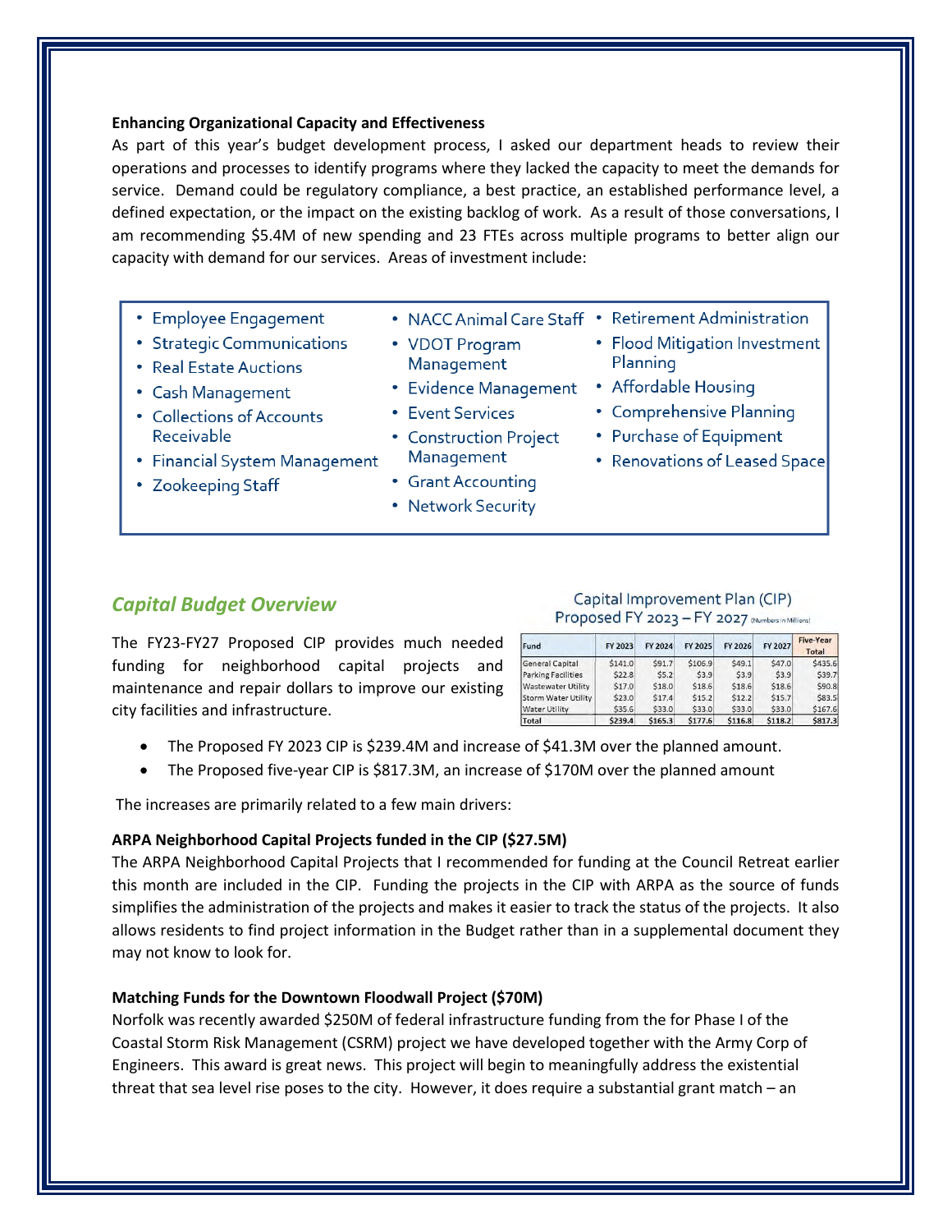**Enhancing Organizational Capacity and Effectiveness**

As part of this year's budget development process, I asked our department heads to review their operations and processes to identify programs where they lacked the capacity to meet the demands for service. Demand could be regulatory compliance, a best practice, an established performance level, a defined expectation, or the impact on the existing backlog of work. As a result of those conversations, I am recommending $5.4M of new spending and 23 FTEs across multiple programs to better align our capacity with demand for our services. Areas of investment include:

- Employee Engagement
- Strategic Communications
- Real Estate Auctions
- Cash Management
- Collections of Accounts Receivable
- Financial System Management
- Zookeeping Staff
- NACC Animal Care Staff
- VDOT Program Management
- Evidence Management
- Event Services
- Construction Project Management
- Grant Accounting
- Network Security
- Retirement Administration
- Flood Mitigation Investment Planning
- Affordable Housing
- Comprehensive Planning
- Purchase of Equipment
- Renovations of Leased Space

## *Capital Budget Overview*

The FY23-FY27 Proposed CIP provides much needed funding for neighborhood capital projects and maintenance and repair dollars to improve our existing city facilities and infrastructure.

Capital Improvement Plan (CIP)
Proposed FY 2023 – FY 2027 (Numbers in Millions)

| Fund | FY 2023 | FY 2024 | FY 2025 | FY 2026 | FY 2027 | Five-Year Total |
|---|---|---|---|---|---|---|
| General Capital | $141.0 | $91.7 | $106.9 | $49.1 | $47.0 | $435.6 |
| Parking Facilities | $22.8 | $5.2 | $3.9 | $3.9 | $3.9 | $39.7 |
| Wastewater Utility | $17.0 | $18.0 | $18.6 | $18.6 | $18.6 | $90.8 |
| Storm Water Utility | $23.0 | $17.4 | $15.2 | $12.2 | $15.7 | $83.5 |
| Water Utility | $35.6 | $33.0 | $33.0 | $33.0 | $33.0 | $167.6 |
| **Total** | **$239.4** | **$165.3** | **$177.6** | **$116.8** | **$118.2** | **$817.3** |

- The Proposed FY 2023 CIP is $239.4M and increase of $41.3M over the planned amount.
- The Proposed five-year CIP is $817.3M, an increase of $170M over the planned amount

The increases are primarily related to a few main drivers:

**ARPA Neighborhood Capital Projects funded in the CIP ($27.5M)**

The ARPA Neighborhood Capital Projects that I recommended for funding at the Council Retreat earlier this month are included in the CIP. Funding the projects in the CIP with ARPA as the source of funds simplifies the administration of the projects and makes it easier to track the status of the projects. It also allows residents to find project information in the Budget rather than in a supplemental document they may not know to look for.

**Matching Funds for the Downtown Floodwall Project ($70M)**

Norfolk was recently awarded $250M of federal infrastructure funding from the for Phase I of the Coastal Storm Risk Management (CSRM) project we have developed together with the Army Corp of Engineers. This award is great news. This project will begin to meaningfully address the existential threat that sea level rise poses to the city. However, it does require a substantial grant match – an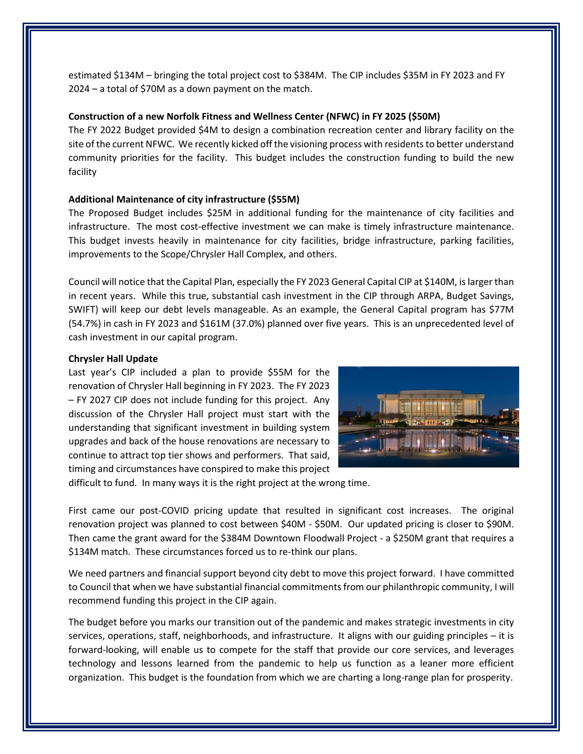estimated $134M – bringing the total project cost to $384M. The CIP includes $35M in FY 2023 and FY 2024 – a total of $70M as a down payment on the match.

**Construction of a new Norfolk Fitness and Wellness Center (NFWC) in FY 2025 ($50M)**

The FY 2022 Budget provided $4M to design a combination recreation center and library facility on the site of the current NFWC. We recently kicked off the visioning process with residents to better understand community priorities for the facility. This budget includes the construction funding to build the new facility

**Additional Maintenance of city infrastructure ($55M)**

The Proposed Budget includes $25M in additional funding for the maintenance of city facilities and infrastructure. The most cost-effective investment we can make is timely infrastructure maintenance. This budget invests heavily in maintenance for city facilities, bridge infrastructure, parking facilities, improvements to the Scope/Chrysler Hall Complex, and others.

Council will notice that the Capital Plan, especially the FY 2023 General Capital CIP at $140M, is larger than in recent years. While this true, substantial cash investment in the CIP through ARPA, Budget Savings, SWIFT) will keep our debt levels manageable. As an example, the General Capital program has $77M (54.7%) in cash in FY 2023 and $161M (37.0%) planned over five years. This is an unprecedented level of cash investment in our capital program.

**Chrysler Hall Update**

Last year's CIP included a plan to provide $55M for the renovation of Chrysler Hall beginning in FY 2023. The FY 2023 – FY 2027 CIP does not include funding for this project. Any discussion of the Chrysler Hall project must start with the understanding that significant investment in building system upgrades and back of the house renovations are necessary to continue to attract top tier shows and performers. That said, timing and circumstances have conspired to make this project difficult to fund. In many ways it is the right project at the wrong time.

First came our post-COVID pricing update that resulted in significant cost increases. The original renovation project was planned to cost between $40M - $50M. Our updated pricing is closer to $90M. Then came the grant award for the $384M Downtown Floodwall Project - a $250M grant that requires a $134M match. These circumstances forced us to re-think our plans.

We need partners and financial support beyond city debt to move this project forward. I have committed to Council that when we have substantial financial commitments from our philanthropic community, I will recommend funding this project in the CIP again.

The budget before you marks our transition out of the pandemic and makes strategic investments in city services, operations, staff, neighborhoods, and infrastructure. It aligns with our guiding principles – it is forward-looking, will enable us to compete for the staff that provide our core services, and leverages technology and lessons learned from the pandemic to help us function as a leaner more efficient organization. This budget is the foundation from which we are charting a long-range plan for prosperity.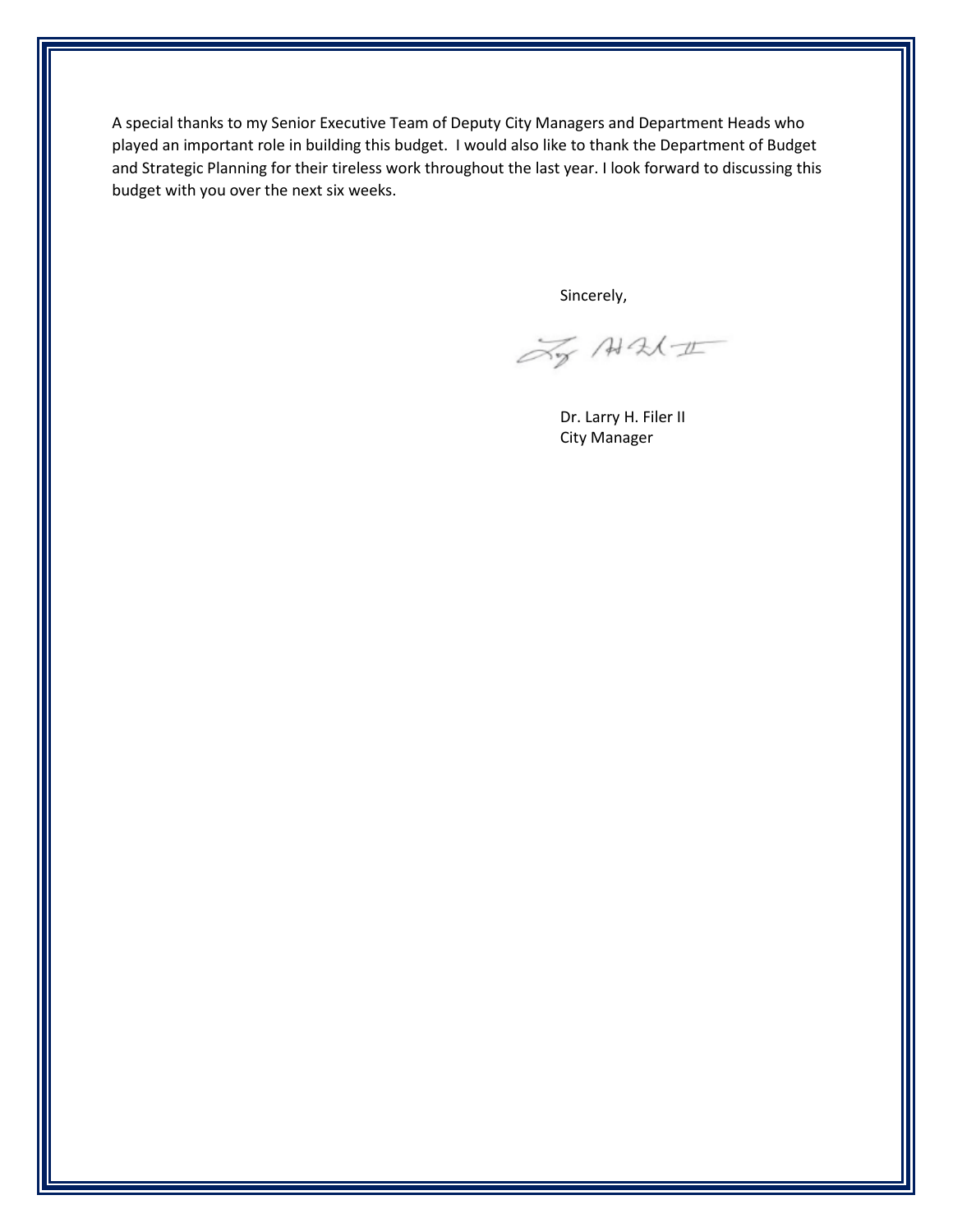A special thanks to my Senior Executive Team of Deputy City Managers and Department Heads who played an important role in building this budget. I would also like to thank the Department of Budget and Strategic Planning for their tireless work throughout the last year. I look forward to discussing this budget with you over the next six weeks.

Sincerely,

Dr. Larry H. Filer II
City Manager